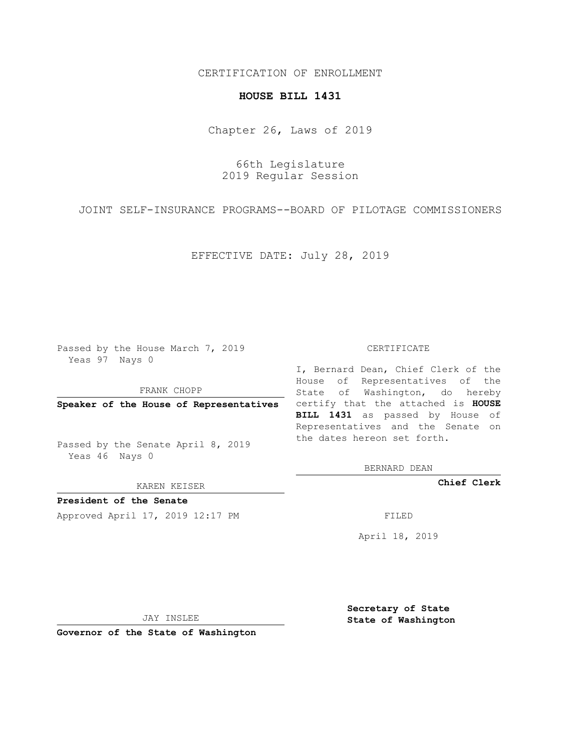CERTIFICATION OF ENROLLMENT

**HOUSE BILL 1431**

Chapter 26, Laws of 2019

66th Legislature
2019 Regular Session

JOINT SELF-INSURANCE PROGRAMS--BOARD OF PILOTAGE COMMISSIONERS

EFFECTIVE DATE: July 28, 2019

Passed by the House March 7, 2019
Yeas 97 Nays 0

FRANK CHOPP

**Speaker of the House of Representatives**

Passed by the Senate April 8, 2019
Yeas 46 Nays 0

KAREN KEISER

**President of the Senate**

Approved April 17, 2019 12:17 PM

JAY INSLEE

**Governor of the State of Washington**

CERTIFICATE

I, Bernard Dean, Chief Clerk of the House of Representatives of the State of Washington, do hereby certify that the attached is **HOUSE BILL 1431** as passed by House of Representatives and the Senate on the dates hereon set forth.

BERNARD DEAN

**Chief Clerk**

FILED

April 18, 2019

**Secretary of State**
**State of Washington**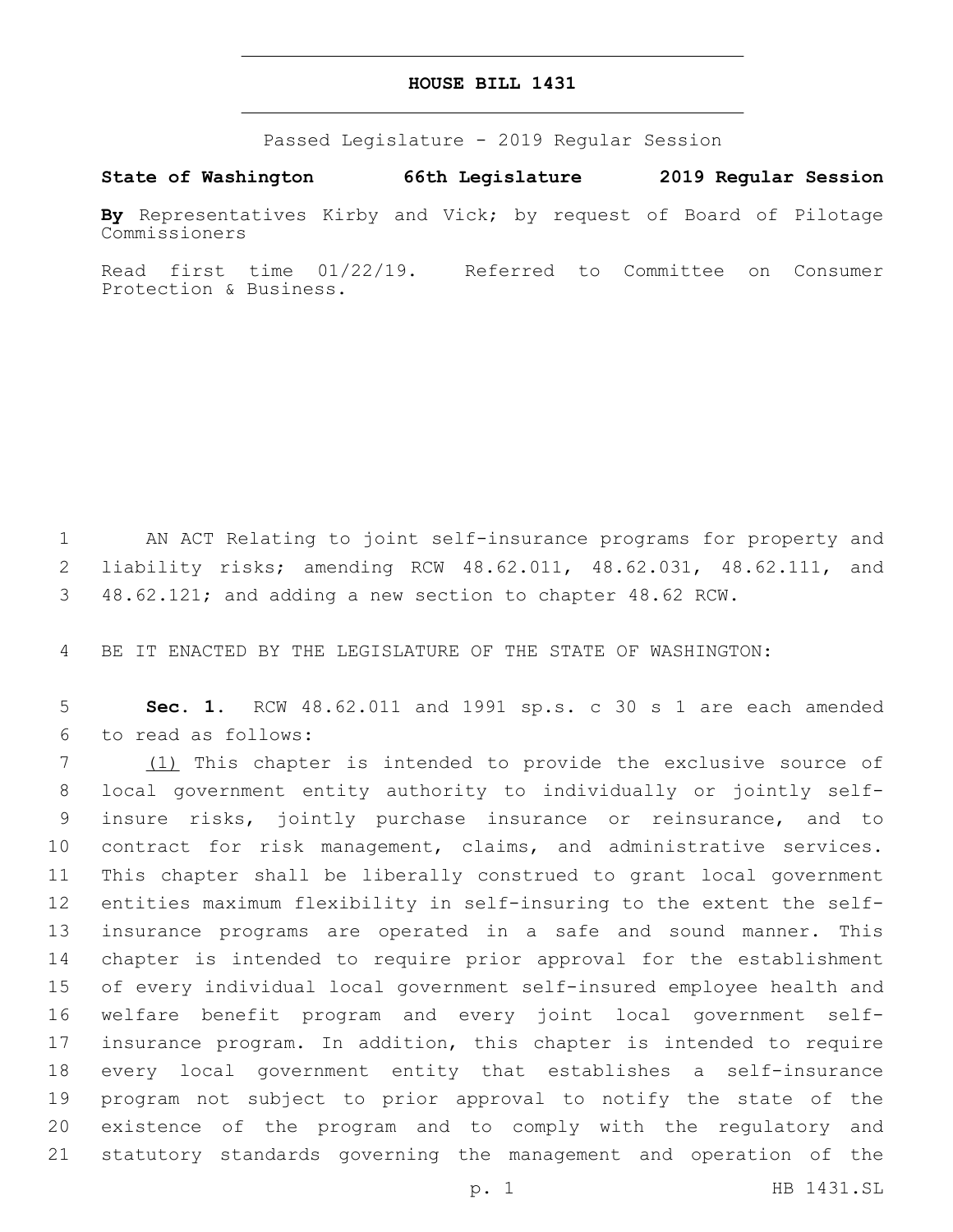# HOUSE BILL 1431

Passed Legislature - 2019 Regular Session

**State of Washington 66th Legislature 2019 Regular Session**

**By** Representatives Kirby and Vick; by request of Board of Pilotage Commissioners

Read first time 01/22/19. Referred to Committee on Consumer Protection & Business.

AN ACT Relating to joint self-insurance programs for property and liability risks; amending RCW 48.62.011, 48.62.031, 48.62.111, and 48.62.121; and adding a new section to chapter 48.62 RCW.

BE IT ENACTED BY THE LEGISLATURE OF THE STATE OF WASHINGTON:

**Sec. 1.** RCW 48.62.011 and 1991 sp.s. c 30 s 1 are each amended to read as follows:

(1) This chapter is intended to provide the exclusive source of local government entity authority to individually or jointly self-insure risks, jointly purchase insurance or reinsurance, and to contract for risk management, claims, and administrative services. This chapter shall be liberally construed to grant local government entities maximum flexibility in self-insuring to the extent the self-insurance programs are operated in a safe and sound manner. This chapter is intended to require prior approval for the establishment of every individual local government self-insured employee health and welfare benefit program and every joint local government self-insurance program. In addition, this chapter is intended to require every local government entity that establishes a self-insurance program not subject to prior approval to notify the state of the existence of the program and to comply with the regulatory and statutory standards governing the management and operation of the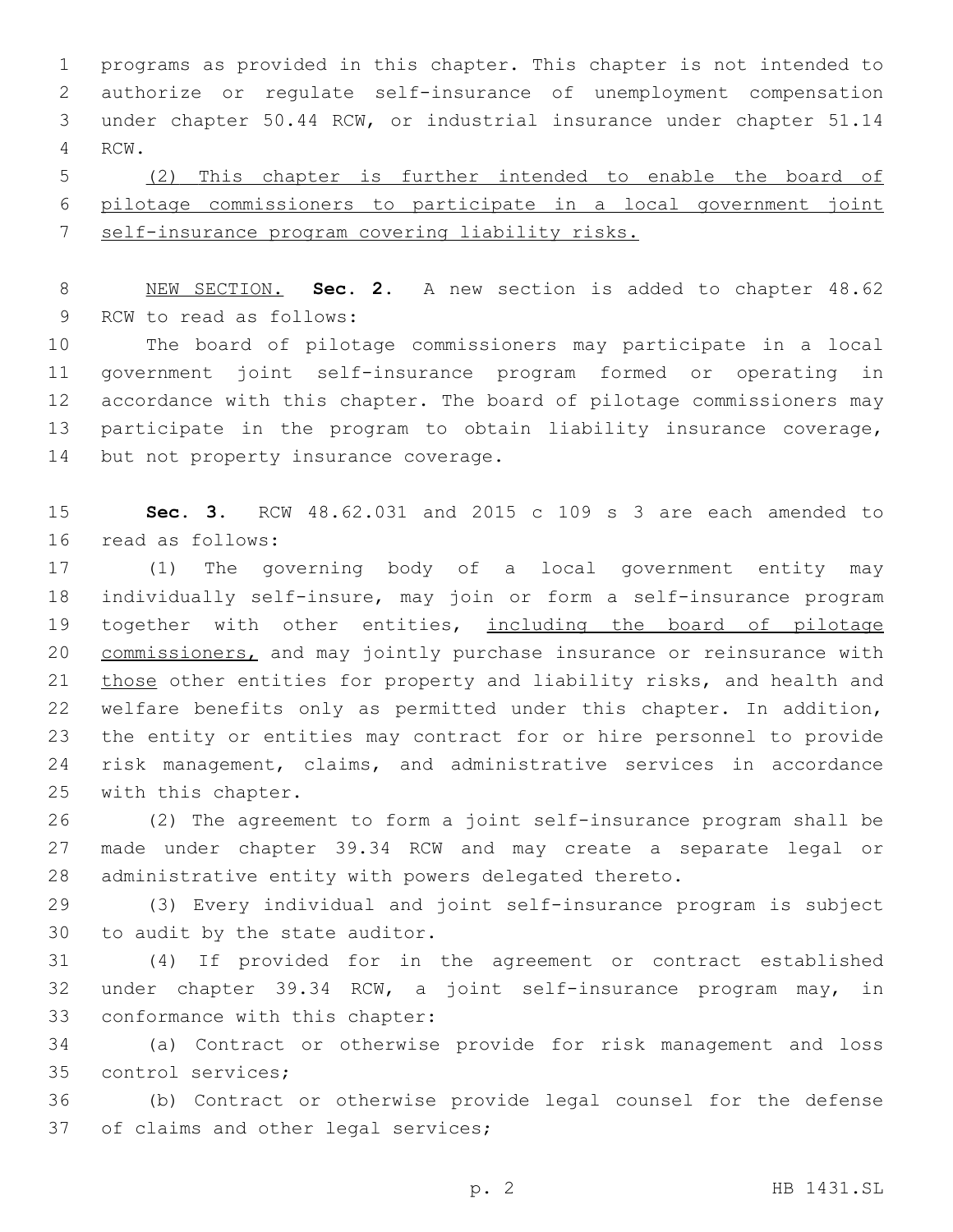programs as provided in this chapter. This chapter is not intended to authorize or regulate self-insurance of unemployment compensation under chapter 50.44 RCW, or industrial insurance under chapter 51.14 RCW.

(2) This chapter is further intended to enable the board of pilotage commissioners to participate in a local government joint self-insurance program covering liability risks.

NEW SECTION. **Sec. 2.** A new section is added to chapter 48.62 RCW to read as follows:

The board of pilotage commissioners may participate in a local government joint self-insurance program formed or operating in accordance with this chapter. The board of pilotage commissioners may participate in the program to obtain liability insurance coverage, but not property insurance coverage.

**Sec. 3.** RCW 48.62.031 and 2015 c 109 s 3 are each amended to read as follows:

(1) The governing body of a local government entity may individually self-insure, may join or form a self-insurance program together with other entities, including the board of pilotage commissioners, and may jointly purchase insurance or reinsurance with those other entities for property and liability risks, and health and welfare benefits only as permitted under this chapter. In addition, the entity or entities may contract for or hire personnel to provide risk management, claims, and administrative services in accordance with this chapter.

(2) The agreement to form a joint self-insurance program shall be made under chapter 39.34 RCW and may create a separate legal or administrative entity with powers delegated thereto.

(3) Every individual and joint self-insurance program is subject to audit by the state auditor.

(4) If provided for in the agreement or contract established under chapter 39.34 RCW, a joint self-insurance program may, in conformance with this chapter:

(a) Contract or otherwise provide for risk management and loss control services;

(b) Contract or otherwise provide legal counsel for the defense of claims and other legal services;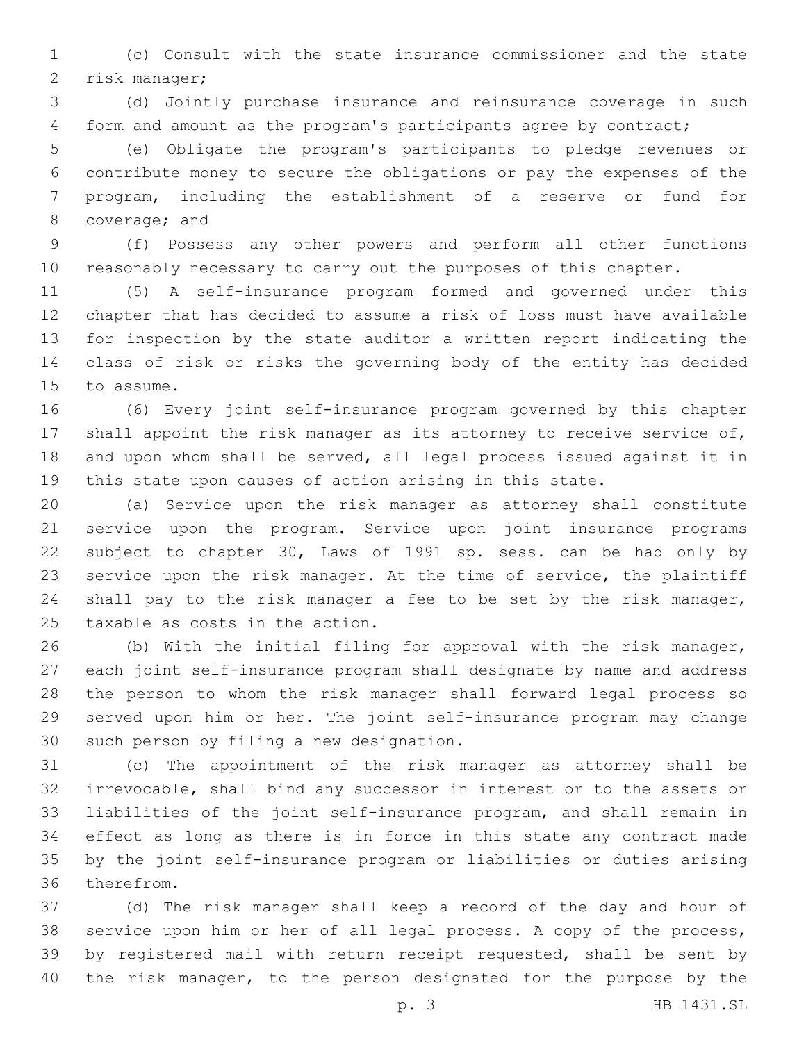(c) Consult with the state insurance commissioner and the state risk manager;

(d) Jointly purchase insurance and reinsurance coverage in such form and amount as the program's participants agree by contract;

(e) Obligate the program's participants to pledge revenues or contribute money to secure the obligations or pay the expenses of the program, including the establishment of a reserve or fund for coverage; and

(f) Possess any other powers and perform all other functions reasonably necessary to carry out the purposes of this chapter.

(5) A self-insurance program formed and governed under this chapter that has decided to assume a risk of loss must have available for inspection by the state auditor a written report indicating the class of risk or risks the governing body of the entity has decided to assume.

(6) Every joint self-insurance program governed by this chapter shall appoint the risk manager as its attorney to receive service of, and upon whom shall be served, all legal process issued against it in this state upon causes of action arising in this state.

(a) Service upon the risk manager as attorney shall constitute service upon the program. Service upon joint insurance programs subject to chapter 30, Laws of 1991 sp. sess. can be had only by service upon the risk manager. At the time of service, the plaintiff shall pay to the risk manager a fee to be set by the risk manager, taxable as costs in the action.

(b) With the initial filing for approval with the risk manager, each joint self-insurance program shall designate by name and address the person to whom the risk manager shall forward legal process so served upon him or her. The joint self-insurance program may change such person by filing a new designation.

(c) The appointment of the risk manager as attorney shall be irrevocable, shall bind any successor in interest or to the assets or liabilities of the joint self-insurance program, and shall remain in effect as long as there is in force in this state any contract made by the joint self-insurance program or liabilities or duties arising therefrom.

(d) The risk manager shall keep a record of the day and hour of service upon him or her of all legal process. A copy of the process, by registered mail with return receipt requested, shall be sent by the risk manager, to the person designated for the purpose by the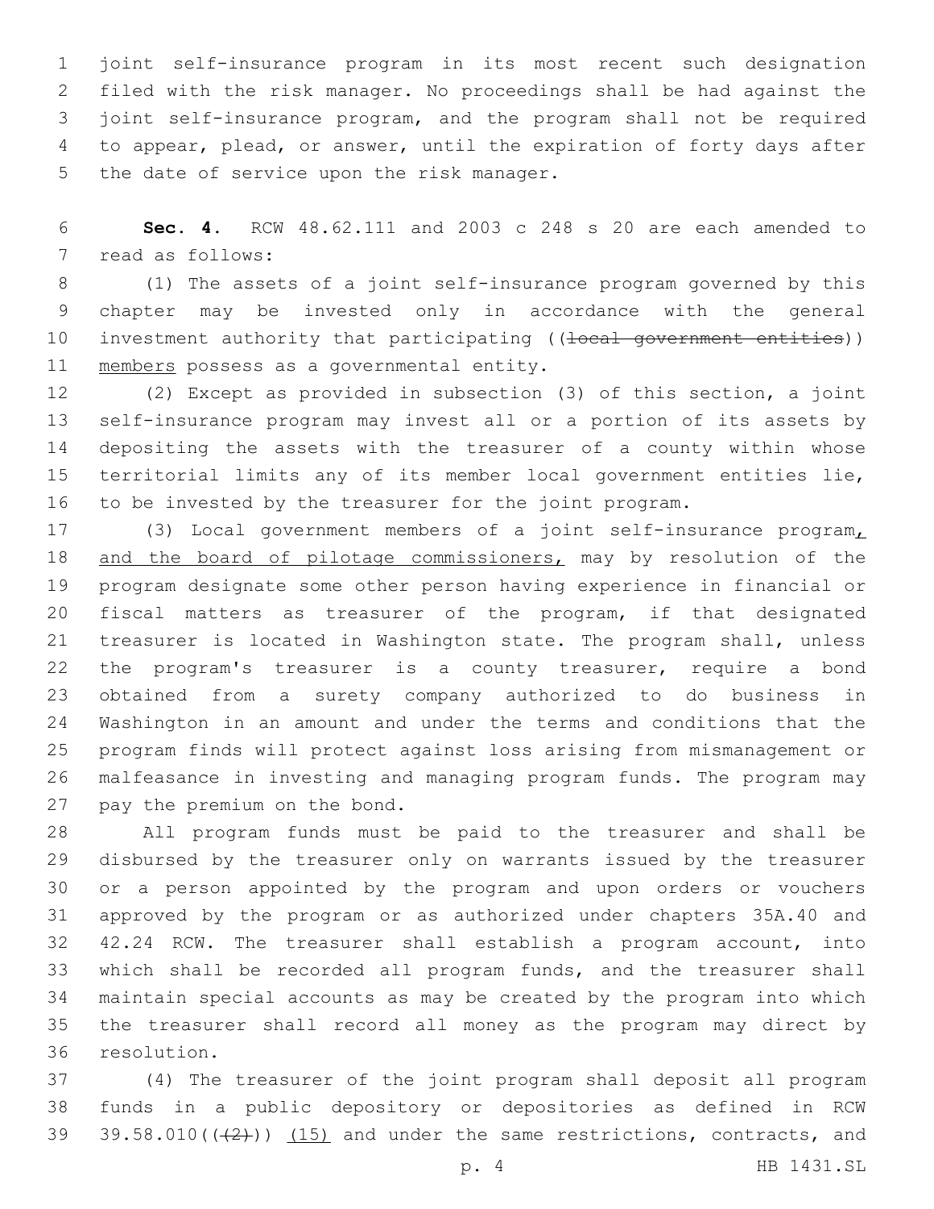joint self-insurance program in its most recent such designation filed with the risk manager. No proceedings shall be had against the joint self-insurance program, and the program shall not be required to appear, plead, or answer, until the expiration of forty days after the date of service upon the risk manager.

**Sec. 4.** RCW 48.62.111 and 2003 c 248 s 20 are each amended to read as follows:

(1) The assets of a joint self-insurance program governed by this chapter may be invested only in accordance with the general investment authority that participating ((~~local government entities~~)) members possess as a governmental entity.

(2) Except as provided in subsection (3) of this section, a joint self-insurance program may invest all or a portion of its assets by depositing the assets with the treasurer of a county within whose territorial limits any of its member local government entities lie, to be invested by the treasurer for the joint program.

(3) Local government members of a joint self-insurance program, and the board of pilotage commissioners, may by resolution of the program designate some other person having experience in financial or fiscal matters as treasurer of the program, if that designated treasurer is located in Washington state. The program shall, unless the program's treasurer is a county treasurer, require a bond obtained from a surety company authorized to do business in Washington in an amount and under the terms and conditions that the program finds will protect against loss arising from mismanagement or malfeasance in investing and managing program funds. The program may pay the premium on the bond.

All program funds must be paid to the treasurer and shall be disbursed by the treasurer only on warrants issued by the treasurer or a person appointed by the program and upon orders or vouchers approved by the program or as authorized under chapters 35A.40 and 42.24 RCW. The treasurer shall establish a program account, into which shall be recorded all program funds, and the treasurer shall maintain special accounts as may be created by the program into which the treasurer shall record all money as the program may direct by resolution.

(4) The treasurer of the joint program shall deposit all program funds in a public depository or depositories as defined in RCW 39.58.010((~~(2)~~)) (15) and under the same restrictions, contracts, and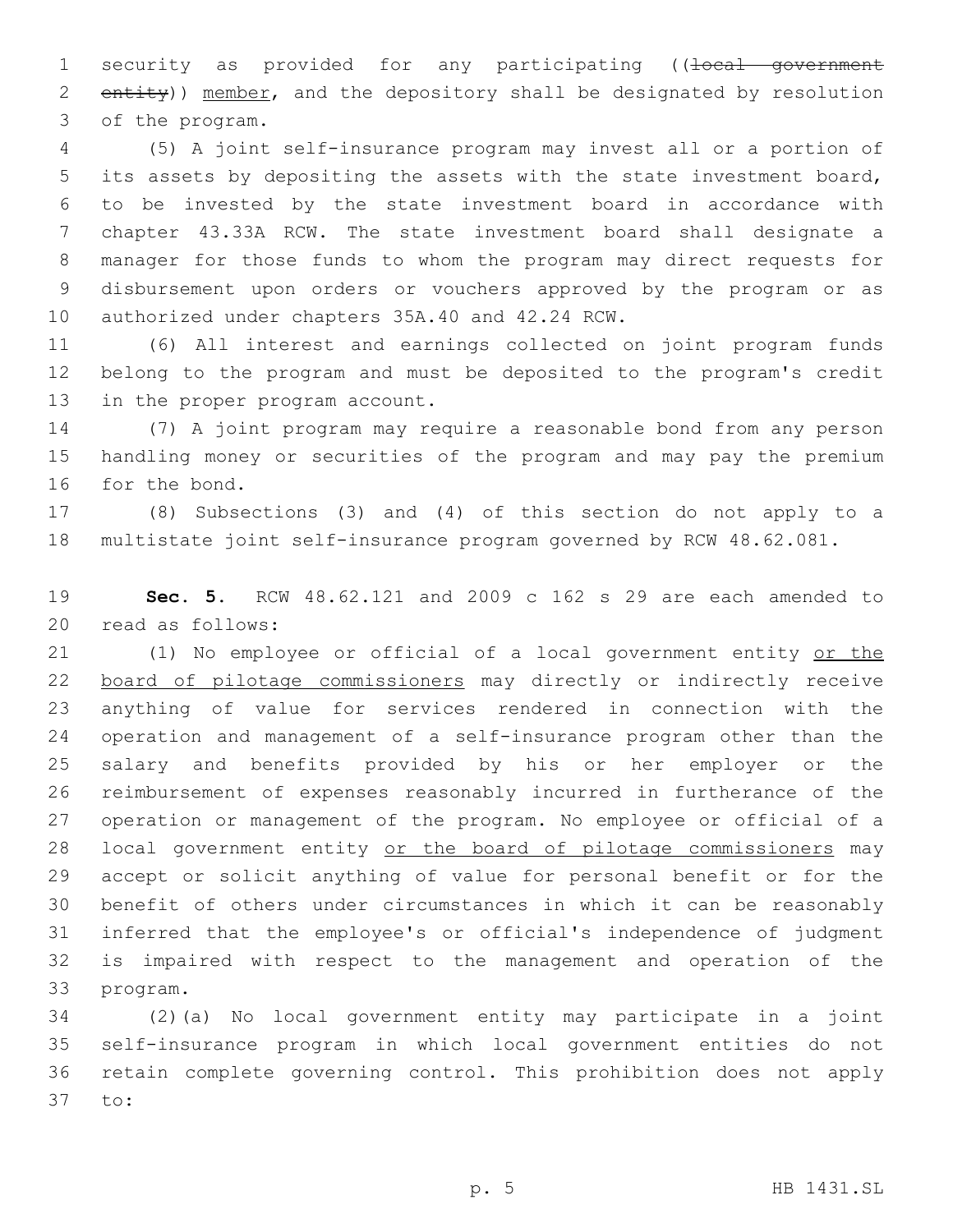security as provided for any participating ((~~local government entity~~)) member, and the depository shall be designated by resolution of the program.

(5) A joint self-insurance program may invest all or a portion of its assets by depositing the assets with the state investment board, to be invested by the state investment board in accordance with chapter 43.33A RCW. The state investment board shall designate a manager for those funds to whom the program may direct requests for disbursement upon orders or vouchers approved by the program or as authorized under chapters 35A.40 and 42.24 RCW.

(6) All interest and earnings collected on joint program funds belong to the program and must be deposited to the program's credit in the proper program account.

(7) A joint program may require a reasonable bond from any person handling money or securities of the program and may pay the premium for the bond.

(8) Subsections (3) and (4) of this section do not apply to a multistate joint self-insurance program governed by RCW 48.62.081.

**Sec. 5.** RCW 48.62.121 and 2009 c 162 s 29 are each amended to read as follows:

(1) No employee or official of a local government entity <u>or the board of pilotage commissioners</u> may directly or indirectly receive anything of value for services rendered in connection with the operation and management of a self-insurance program other than the salary and benefits provided by his or her employer or the reimbursement of expenses reasonably incurred in furtherance of the operation or management of the program. No employee or official of a local government entity <u>or the board of pilotage commissioners</u> may accept or solicit anything of value for personal benefit or for the benefit of others under circumstances in which it can be reasonably inferred that the employee's or official's independence of judgment is impaired with respect to the management and operation of the program.

(2)(a) No local government entity may participate in a joint self-insurance program in which local government entities do not retain complete governing control. This prohibition does not apply to: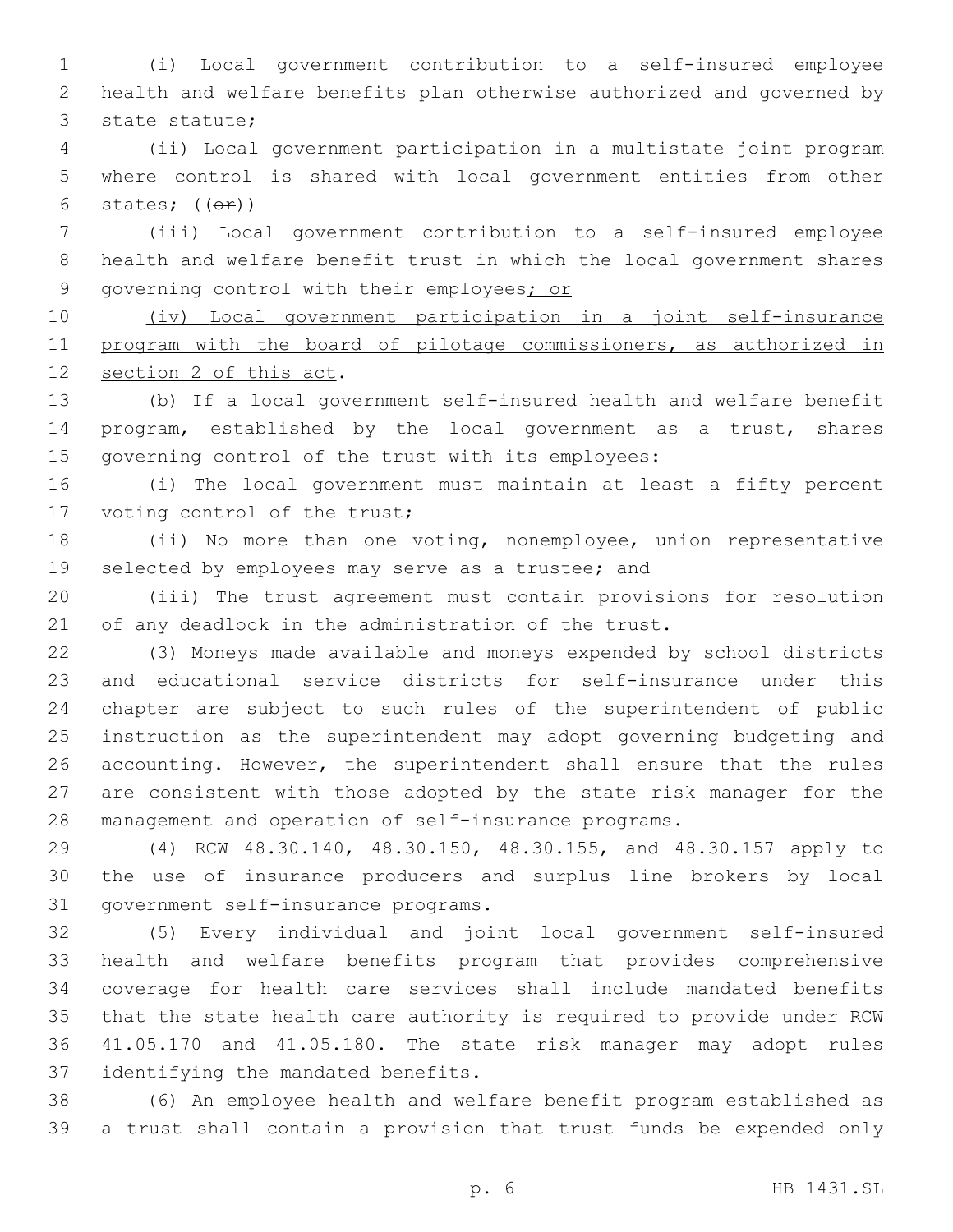(i) Local government contribution to a self-insured employee health and welfare benefits plan otherwise authorized and governed by state statute;

(ii) Local government participation in a multistate joint program where control is shared with local government entities from other states; ((~~or~~))

(iii) Local government contribution to a self-insured employee health and welfare benefit trust in which the local government shares governing control with their employees; or

(iv) Local government participation in a joint self-insurance program with the board of pilotage commissioners, as authorized in section 2 of this act.

(b) If a local government self-insured health and welfare benefit program, established by the local government as a trust, shares governing control of the trust with its employees:

(i) The local government must maintain at least a fifty percent voting control of the trust;

(ii) No more than one voting, nonemployee, union representative selected by employees may serve as a trustee; and

(iii) The trust agreement must contain provisions for resolution of any deadlock in the administration of the trust.

(3) Moneys made available and moneys expended by school districts and educational service districts for self-insurance under this chapter are subject to such rules of the superintendent of public instruction as the superintendent may adopt governing budgeting and accounting. However, the superintendent shall ensure that the rules are consistent with those adopted by the state risk manager for the management and operation of self-insurance programs.

(4) RCW 48.30.140, 48.30.150, 48.30.155, and 48.30.157 apply to the use of insurance producers and surplus line brokers by local government self-insurance programs.

(5) Every individual and joint local government self-insured health and welfare benefits program that provides comprehensive coverage for health care services shall include mandated benefits that the state health care authority is required to provide under RCW 41.05.170 and 41.05.180. The state risk manager may adopt rules identifying the mandated benefits.

(6) An employee health and welfare benefit program established as a trust shall contain a provision that trust funds be expended only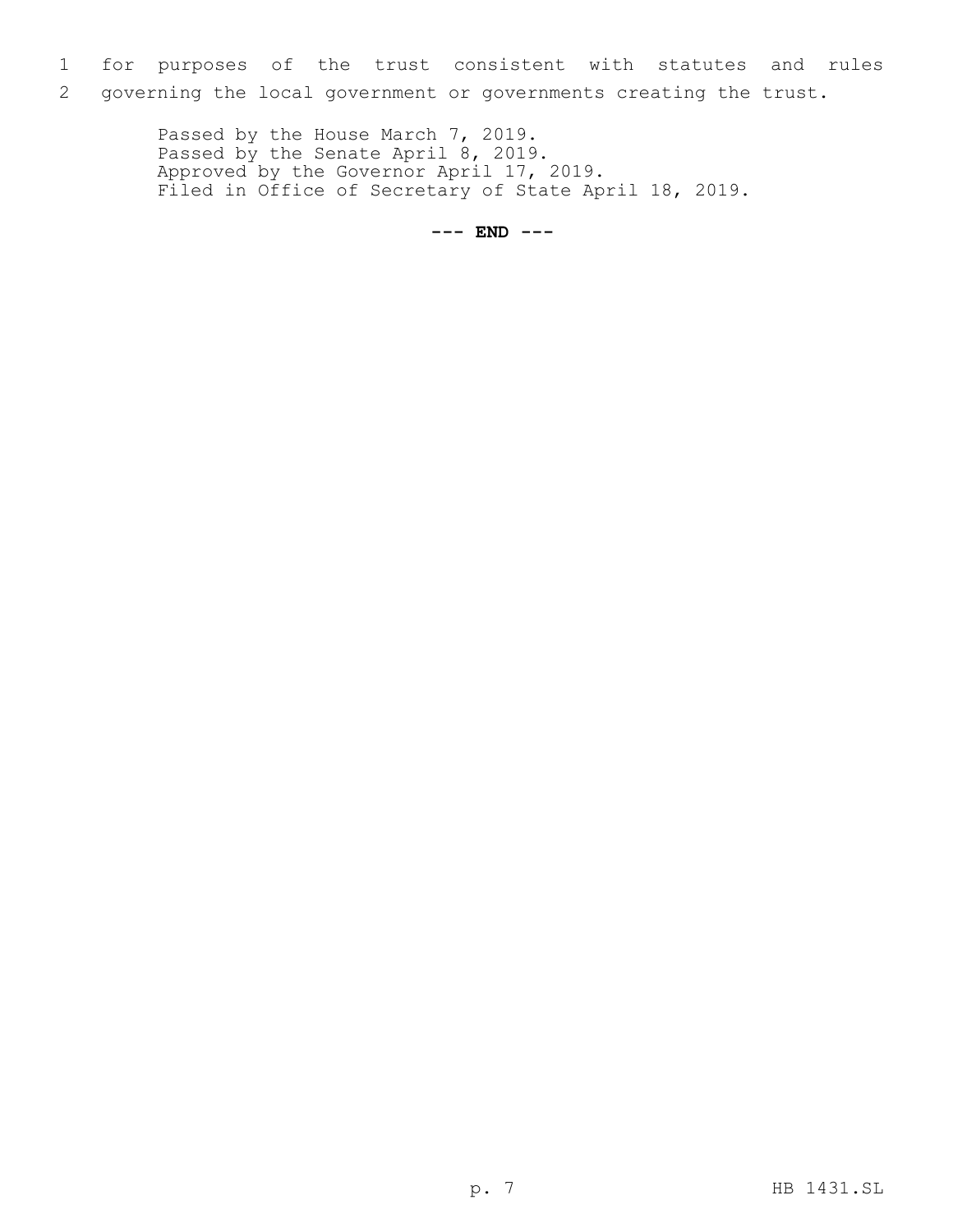for purposes of the trust consistent with statutes and rules governing the local government or governments creating the trust.

Passed by the House March 7, 2019.
Passed by the Senate April 8, 2019.
Approved by the Governor April 17, 2019.
Filed in Office of Secretary of State April 18, 2019.

**--- END ---**